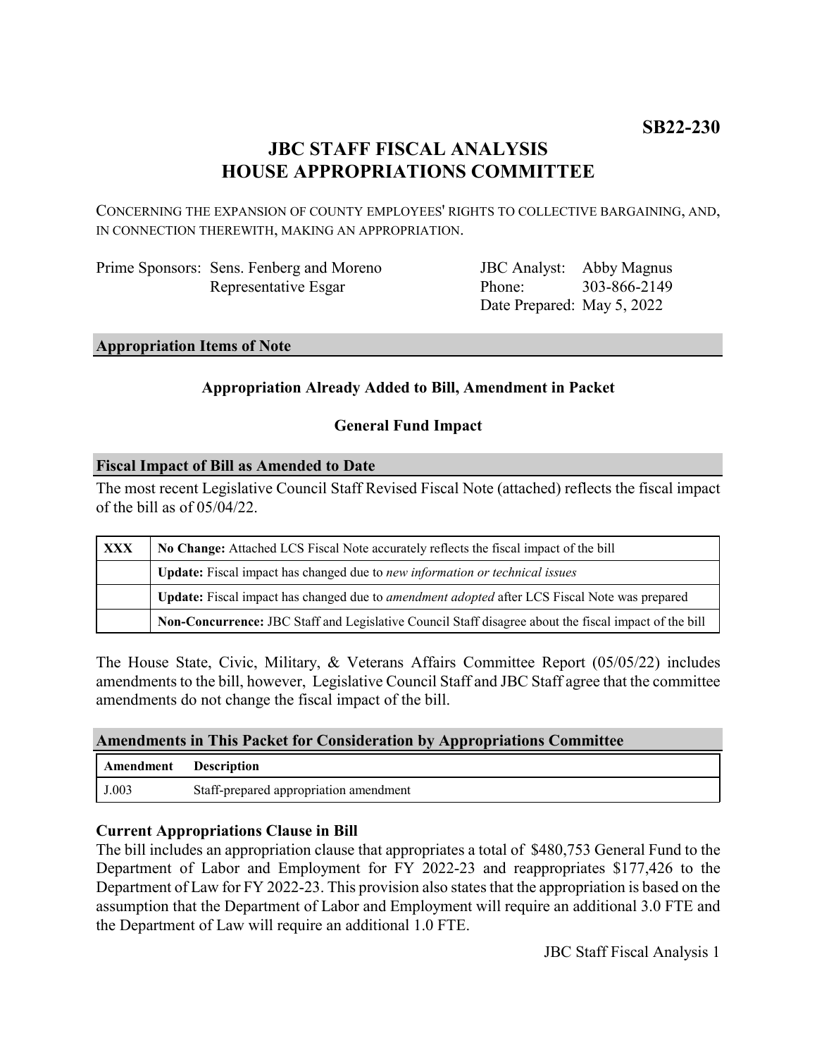**SB22-230**

# JBC STAFF FISCAL ANALYSIS
# HOUSE APPROPRIATIONS COMMITTEE

CONCERNING THE EXPANSION OF COUNTY EMPLOYEES' RIGHTS TO COLLECTIVE BARGAINING, AND, IN CONNECTION THEREWITH, MAKING AN APPROPRIATION.

| | | | |
|---|---|---|---|
| Prime Sponsors: | Sens. Fenberg and Moreno<br>Representative Esgar | JBC Analyst:<br>Phone:<br>Date Prepared: | Abby Magnus<br>303-866-2149<br>May 5, 2022 |

## Appropriation Items of Note

**Appropriation Already Added to Bill, Amendment in Packet**

**General Fund Impact**

## Fiscal Impact of Bill as Amended to Date

The most recent Legislative Council Staff Revised Fiscal Note (attached) reflects the fiscal impact of the bill as of 05/04/22.

| | |
|---|---|
| **XXX** | **No Change:** Attached LCS Fiscal Note accurately reflects the fiscal impact of the bill |
| | **Update:** Fiscal impact has changed due to *new information or technical issues* |
| | **Update:** Fiscal impact has changed due to *amendment adopted* after LCS Fiscal Note was prepared |
| | **Non-Concurrence:** JBC Staff and Legislative Council Staff disagree about the fiscal impact of the bill |

The House State, Civic, Military, & Veterans Affairs Committee Report (05/05/22) includes amendments to the bill, however, Legislative Council Staff and JBC Staff agree that the committee amendments do not change the fiscal impact of the bill.

## Amendments in This Packet for Consideration by Appropriations Committee

| Amendment | Description |
|---|---|
| J.003 | Staff-prepared appropriation amendment |

### Current Appropriations Clause in Bill

The bill includes an appropriation clause that appropriates a total of $480,753 General Fund to the Department of Labor and Employment for FY 2022-23 and reappropriates $177,426 to the Department of Law for FY 2022-23. This provision also states that the appropriation is based on the assumption that the Department of Labor and Employment will require an additional 3.0 FTE and the Department of Law will require an additional 1.0 FTE.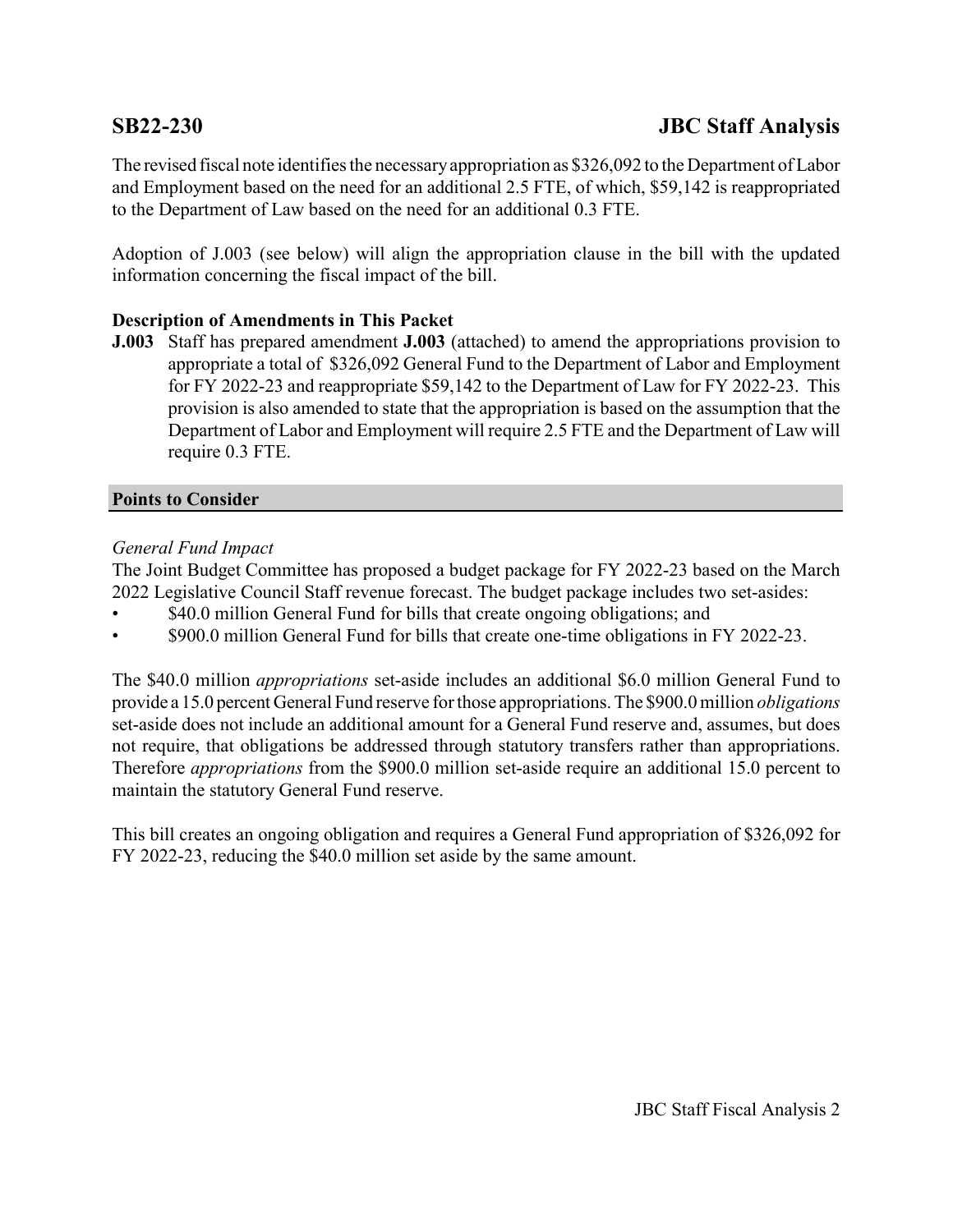The revised fiscal note identifies the necessary appropriation as $326,092 to the Department of Labor and Employment based on the need for an additional 2.5 FTE, of which, $59,142 is reappropriated to the Department of Law based on the need for an additional 0.3 FTE.

Adoption of J.003 (see below) will align the appropriation clause in the bill with the updated information concerning the fiscal impact of the bill.

**Description of Amendments in This Packet**

**J.003** Staff has prepared amendment **J.003** (attached) to amend the appropriations provision to appropriate a total of $326,092 General Fund to the Department of Labor and Employment for FY 2022-23 and reappropriate $59,142 to the Department of Law for FY 2022-23. This provision is also amended to state that the appropriation is based on the assumption that the Department of Labor and Employment will require 2.5 FTE and the Department of Law will require 0.3 FTE.

## Points to Consider

*General Fund Impact*

The Joint Budget Committee has proposed a budget package for FY 2022-23 based on the March 2022 Legislative Council Staff revenue forecast. The budget package includes two set-asides:

- $40.0 million General Fund for bills that create ongoing obligations; and
- $900.0 million General Fund for bills that create one-time obligations in FY 2022-23.

The $40.0 million *appropriations* set-aside includes an additional $6.0 million General Fund to provide a 15.0 percent General Fund reserve for those appropriations. The $900.0 million *obligations* set-aside does not include an additional amount for a General Fund reserve and, assumes, but does not require, that obligations be addressed through statutory transfers rather than appropriations. Therefore *appropriations* from the $900.0 million set-aside require an additional 15.0 percent to maintain the statutory General Fund reserve.

This bill creates an ongoing obligation and requires a General Fund appropriation of $326,092 for FY 2022-23, reducing the $40.0 million set aside by the same amount.